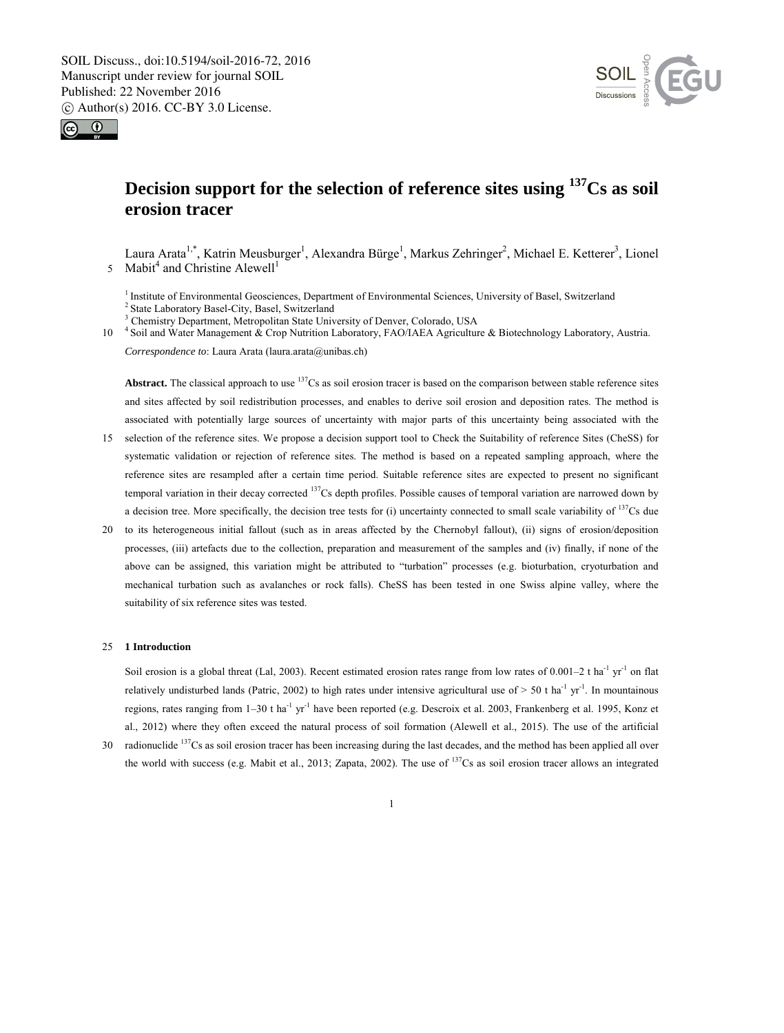# Decision support for the selection of reference sites using $^{137}$Cs as soil erosion tracer

Laura Arata[1,*], Katrin Meusburger[1], Alexandra Bürge[1], Markus Zehringer[2], Michael E. Ketterer[3], Lionel Mabit[4] and Christine Alewell[1]

[1] Institute of Environmental Geosciences, Department of Environmental Sciences, University of Basel, Switzerland
[2] State Laboratory Basel-City, Basel, Switzerland
[3] Chemistry Department, Metropolitan State University of Denver, Colorado, USA
[4] Soil and Water Management & Crop Nutrition Laboratory, FAO/IAEA Agriculture & Biotechnology Laboratory, Austria.

*Correspondence to*: Laura Arata (laura.arata@unibas.ch)

**Abstract.** The classical approach to use $^{137}$Cs as soil erosion tracer is based on the comparison between stable reference sites and sites affected by soil redistribution processes, and enables to derive soil erosion and deposition rates. The method is associated with potentially large sources of uncertainty with major parts of this uncertainty being associated with the selection of the reference sites. We propose a decision support tool to Check the Suitability of reference Sites (CheSS) for systematic validation or rejection of reference sites. The method is based on a repeated sampling approach, where the reference sites are resampled after a certain time period. Suitable reference sites are expected to present no significant temporal variation in their decay corrected $^{137}$Cs depth profiles. Possible causes of temporal variation are narrowed down by a decision tree. More specifically, the decision tree tests for (i) uncertainty connected to small scale variability of $^{137}$Cs due to its heterogeneous initial fallout (such as in areas affected by the Chernobyl fallout), (ii) signs of erosion/deposition processes, (iii) artefacts due to the collection, preparation and measurement of the samples and (iv) finally, if none of the above can be assigned, this variation might be attributed to "turbation" processes (e.g. bioturbation, cryoturbation and mechanical turbation such as avalanches or rock falls). CheSS has been tested in one Swiss alpine valley, where the suitability of six reference sites was tested.

## 1 Introduction

Soil erosion is a global threat (Lal, 2003). Recent estimated erosion rates range from low rates of 0.001–2 t ha$^{-1}$ yr$^{-1}$ on flat relatively undisturbed lands (Patric, 2002) to high rates under intensive agricultural use of > 50 t ha$^{-1}$ yr$^{-1}$. In mountainous regions, rates ranging from 1–30 t ha$^{-1}$ yr$^{-1}$ have been reported (e.g. Descroix et al. 2003, Frankenberg et al. 1995, Konz et al., 2012) where they often exceed the natural process of soil formation (Alewell et al., 2015). The use of the artificial radionuclide $^{137}$Cs as soil erosion tracer has been increasing during the last decades, and the method has been applied all over the world with success (e.g. Mabit et al., 2013; Zapata, 2002). The use of $^{137}$Cs as soil erosion tracer allows an integrated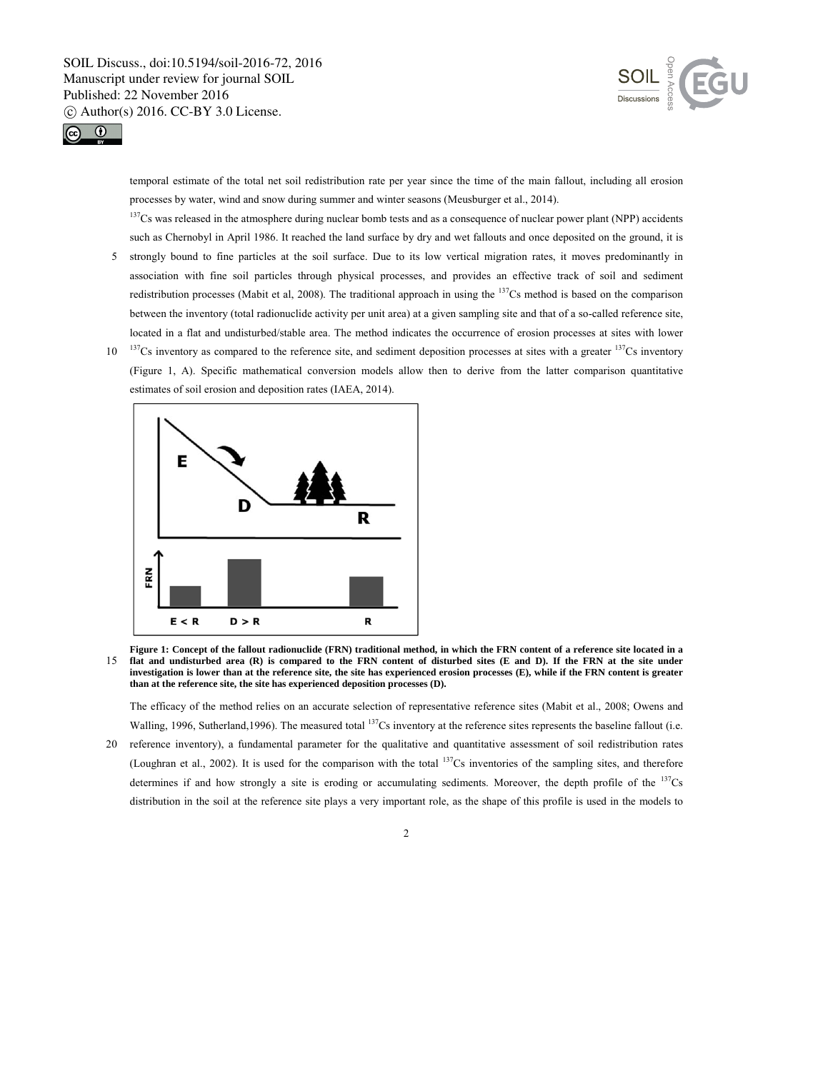temporal estimate of the total net soil redistribution rate per year since the time of the main fallout, including all erosion processes by water, wind and snow during summer and winter seasons (Meusburger et al., 2014).

$^{137}$Cs was released in the atmosphere during nuclear bomb tests and as a consequence of nuclear power plant (NPP) accidents such as Chernobyl in April 1986. It reached the land surface by dry and wet fallouts and once deposited on the ground, it is strongly bound to fine particles at the soil surface. Due to its low vertical migration rates, it moves predominantly in association with fine soil particles through physical processes, and provides an effective track of soil and sediment redistribution processes (Mabit et al, 2008). The traditional approach in using the $^{137}$Cs method is based on the comparison between the inventory (total radionuclide activity per unit area) at a given sampling site and that of a so-called reference site, located in a flat and undisturbed/stable area. The method indicates the occurrence of erosion processes at sites with lower $^{137}$Cs inventory as compared to the reference site, and sediment deposition processes at sites with a greater $^{137}$Cs inventory (Figure 1, A). Specific mathematical conversion models allow then to derive from the latter comparison quantitative estimates of soil erosion and deposition rates (IAEA, 2014).

**Figure 1: Concept of the fallout radionuclide (FRN) traditional method, in which the FRN content of a reference site located in a flat and undisturbed area (R) is compared to the FRN content of disturbed sites (E and D). If the FRN at the site under investigation is lower than at the reference site, the site has experienced erosion processes (E), while if the FRN content is greater than at the reference site, the site has experienced deposition processes (D).**

The efficacy of the method relies on an accurate selection of representative reference sites (Mabit et al., 2008; Owens and Walling, 1996, Sutherland,1996). The measured total $^{137}$Cs inventory at the reference sites represents the baseline fallout (i.e. reference inventory), a fundamental parameter for the qualitative and quantitative assessment of soil redistribution rates (Loughran et al., 2002). It is used for the comparison with the total $^{137}$Cs inventories of the sampling sites, and therefore determines if and how strongly a site is eroding or accumulating sediments. Moreover, the depth profile of the $^{137}$Cs distribution in the soil at the reference site plays a very important role, as the shape of this profile is used in the models to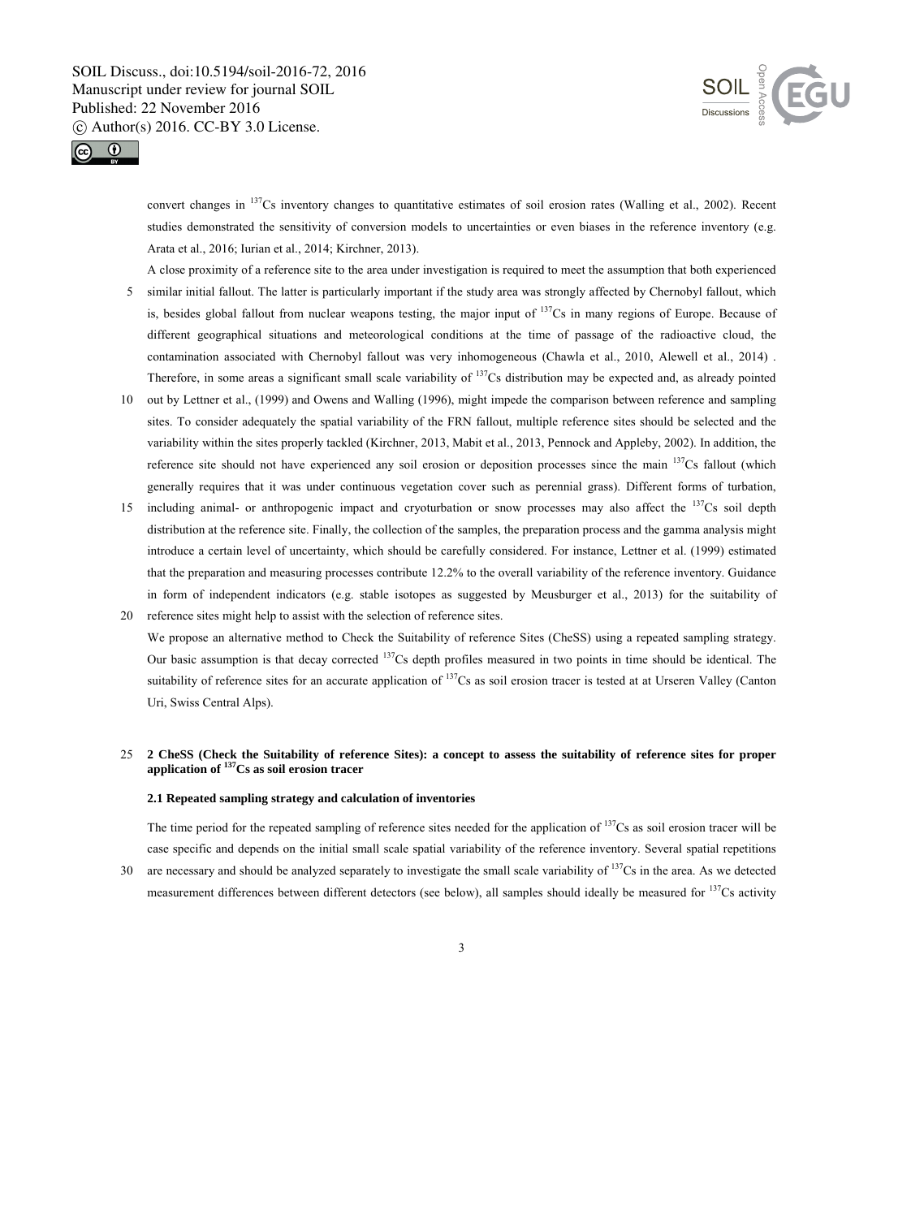convert changes in $^{137}Cs$ inventory changes to quantitative estimates of soil erosion rates (Walling et al., 2002). Recent studies demonstrated the sensitivity of conversion models to uncertainties or even biases in the reference inventory (e.g. Arata et al., 2016; Iurian et al., 2014; Kirchner, 2013).

A close proximity of a reference site to the area under investigation is required to meet the assumption that both experienced similar initial fallout. The latter is particularly important if the study area was strongly affected by Chernobyl fallout, which is, besides global fallout from nuclear weapons testing, the major input of $^{137}Cs$ in many regions of Europe. Because of different geographical situations and meteorological conditions at the time of passage of the radioactive cloud, the contamination associated with Chernobyl fallout was very inhomogeneous (Chawla et al., 2010, Alewell et al., 2014) . Therefore, in some areas a significant small scale variability of $^{137}Cs$ distribution may be expected and, as already pointed out by Lettner et al., (1999) and Owens and Walling (1996), might impede the comparison between reference and sampling sites. To consider adequately the spatial variability of the FRN fallout, multiple reference sites should be selected and the variability within the sites properly tackled (Kirchner, 2013, Mabit et al., 2013, Pennock and Appleby, 2002). In addition, the reference site should not have experienced any soil erosion or deposition processes since the main $^{137}Cs$ fallout (which generally requires that it was under continuous vegetation cover such as perennial grass). Different forms of turbation, including animal- or anthropogenic impact and cryoturbation or snow processes may also affect the $^{137}Cs$ soil depth distribution at the reference site. Finally, the collection of the samples, the preparation process and the gamma analysis might introduce a certain level of uncertainty, which should be carefully considered. For instance, Lettner et al. (1999) estimated that the preparation and measuring processes contribute 12.2% to the overall variability of the reference inventory. Guidance in form of independent indicators (e.g. stable isotopes as suggested by Meusburger et al., 2013) for the suitability of reference sites might help to assist with the selection of reference sites.

We propose an alternative method to Check the Suitability of reference Sites (CheSS) using a repeated sampling strategy. Our basic assumption is that decay corrected $^{137}Cs$ depth profiles measured in two points in time should be identical. The suitability of reference sites for an accurate application of $^{137}Cs$ as soil erosion tracer is tested at at Urseren Valley (Canton Uri, Swiss Central Alps).

## 2 CheSS (Check the Suitability of reference Sites): a concept to assess the suitability of reference sites for proper application of $^{137}Cs$ as soil erosion tracer

### 2.1 Repeated sampling strategy and calculation of inventories

The time period for the repeated sampling of reference sites needed for the application of $^{137}Cs$ as soil erosion tracer will be case specific and depends on the initial small scale spatial variability of the reference inventory. Several spatial repetitions are necessary and should be analyzed separately to investigate the small scale variability of $^{137}Cs$ in the area. As we detected measurement differences between different detectors (see below), all samples should ideally be measured for $^{137}Cs$ activity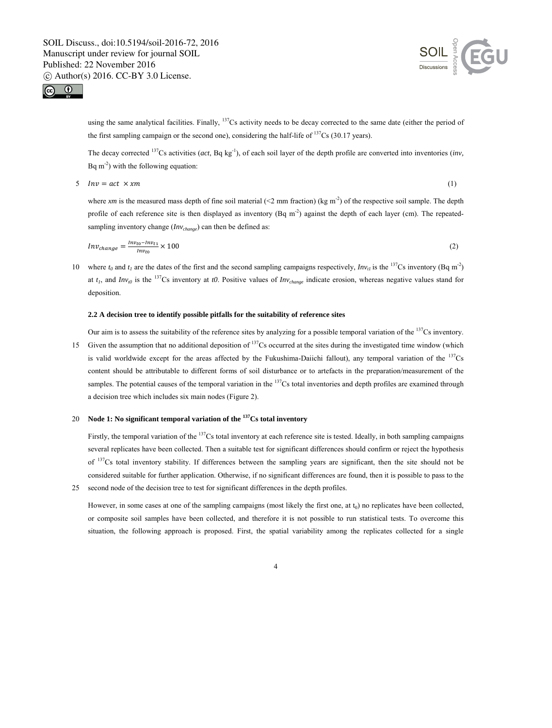using the same analytical facilities. Finally, $^{137}Cs$ activity needs to be decay corrected to the same date (either the period of the first sampling campaign or the second one), considering the half-life of $^{137}Cs$ (30.17 years).

The decay corrected $^{137}Cs$ activities (*act*, Bq kg$^{-1}$), of each soil layer of the depth profile are converted into inventories (*inv*, Bq m$^{-2}$) with the following equation:

$$Inv = act \times xm \quad (1)$$

where *xm* is the measured mass depth of fine soil material (<2 mm fraction) (kg m$^{-2}$) of the respective soil sample. The depth profile of each reference site is then displayed as inventory (Bq m$^{-2}$) against the depth of each layer (cm). The repeated-sampling inventory change ($Inv_{change}$) can then be defined as:

$$Inv_{change} = \frac{Inv_{t0} - Inv_{t1}}{Inv_{t0}} \times 100 \quad (2)$$

where $t_0$ and $t_1$ are the dates of the first and the second sampling campaigns respectively, $Inv_{t1}$ is the $^{137}Cs$ inventory (Bq m$^{-2}$) at $t_1$, and $Inv_{t0}$ is the $^{137}Cs$ inventory at $t0$. Positive values of $Inv_{change}$ indicate erosion, whereas negative values stand for deposition.

### 2.2 A decision tree to identify possible pitfalls for the suitability of reference sites

Our aim is to assess the suitability of the reference sites by analyzing for a possible temporal variation of the $^{137}Cs$ inventory. Given the assumption that no additional deposition of $^{137}Cs$ occurred at the sites during the investigated time window (which is valid worldwide except for the areas affected by the Fukushima-Daiichi fallout), any temporal variation of the $^{137}Cs$ content should be attributable to different forms of soil disturbance or to artefacts in the preparation/measurement of the samples. The potential causes of the temporal variation in the $^{137}Cs$ total inventories and depth profiles are examined through a decision tree which includes six main nodes (Figure 2).

#### Node 1: No significant temporal variation of the $^{137}Cs$ total inventory

Firstly, the temporal variation of the $^{137}Cs$ total inventory at each reference site is tested. Ideally, in both sampling campaigns several replicates have been collected. Then a suitable test for significant differences should confirm or reject the hypothesis of $^{137}Cs$ total inventory stability. If differences between the sampling years are significant, then the site should not be considered suitable for further application. Otherwise, if no significant differences are found, then it is possible to pass to the second node of the decision tree to test for significant differences in the depth profiles.

However, in some cases at one of the sampling campaigns (most likely the first one, at $t_0$) no replicates have been collected, or composite soil samples have been collected, and therefore it is not possible to run statistical tests. To overcome this situation, the following approach is proposed. First, the spatial variability among the replicates collected for a single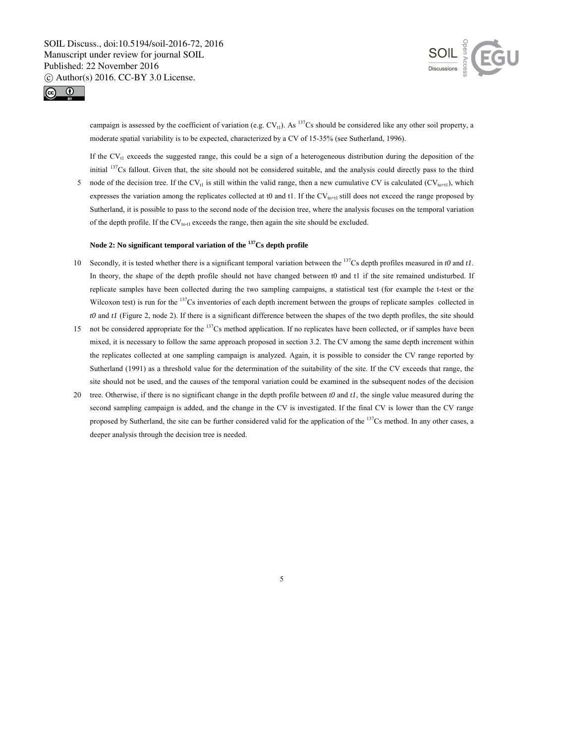campaign is assessed by the coefficient of variation (e.g. $CV_{t1}$). As $^{137}Cs$ should be considered like any other soil property, a moderate spatial variability is to be expected, characterized by a CV of 15-35% (see Sutherland, 1996).

If the $CV_{t1}$ exceeds the suggested range, this could be a sign of a heterogeneous distribution during the deposition of the initial $^{137}Cs$ fallout. Given that, the site should not be considered suitable, and the analysis could directly pass to the third node of the decision tree. If the $CV_{t1}$ is still within the valid range, then a new cumulative CV is calculated ($CV_{to+t1}$), which expresses the variation among the replicates collected at t0 and t1. If the $CV_{to+t1}$ still does not exceed the range proposed by Sutherland, it is possible to pass to the second node of the decision tree, where the analysis focuses on the temporal variation of the depth profile. If the $CV_{to-t1}$ exceeds the range, then again the site should be excluded.

### Node 2: No significant temporal variation of the $^{137}Cs$ depth profile

Secondly, it is tested whether there is a significant temporal variation between the $^{137}Cs$ depth profiles measured in *t0* and *t1*. In theory, the shape of the depth profile should not have changed between t0 and t1 if the site remained undisturbed. If replicate samples have been collected during the two sampling campaigns, a statistical test (for example the t-test or the Wilcoxon test) is run for the $^{137}Cs$ inventories of each depth increment between the groups of replicate samples collected in *t0* and *t1* (Figure 2, node 2). If there is a significant difference between the shapes of the two depth profiles, the site should not be considered appropriate for the $^{137}Cs$ method application. If no replicates have been collected, or if samples have been mixed, it is necessary to follow the same approach proposed in section 3.2. The CV among the same depth increment within the replicates collected at one sampling campaign is analyzed. Again, it is possible to consider the CV range reported by Sutherland (1991) as a threshold value for the determination of the suitability of the site. If the CV exceeds that range, the site should not be used, and the causes of the temporal variation could be examined in the subsequent nodes of the decision tree. Otherwise, if there is no significant change in the depth profile between *t0* and *t1*, the single value measured during the second sampling campaign is added, and the change in the CV is investigated. If the final CV is lower than the CV range proposed by Sutherland, the site can be further considered valid for the application of the $^{137}Cs$ method. In any other cases, a deeper analysis through the decision tree is needed.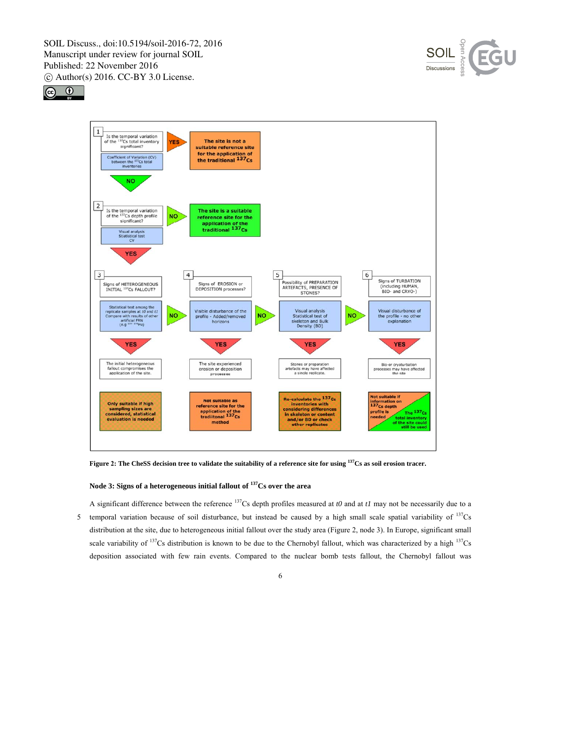**Figure 2: The CheSS decision tree to validate the suitability of a reference site for using $^{137}$Cs as soil erosion tracer.**

**Node 3: Signs of a heterogeneous initial fallout of $^{137}$Cs over the area**

A significant difference between the reference $^{137}$Cs depth profiles measured at *t0* and at *t1* may not be necessarily due to a temporal variation because of soil disturbance, but instead be caused by a high small scale spatial variability of $^{137}$Cs distribution at the site, due to heterogeneous initial fallout over the study area (Figure 2, node 3). In Europe, significant small scale variability of $^{137}$Cs distribution is known to be due to the Chernobyl fallout, which was characterized by a high $^{137}$Cs deposition associated with few rain events. Compared to the nuclear bomb tests fallout, the Chernobyl fallout was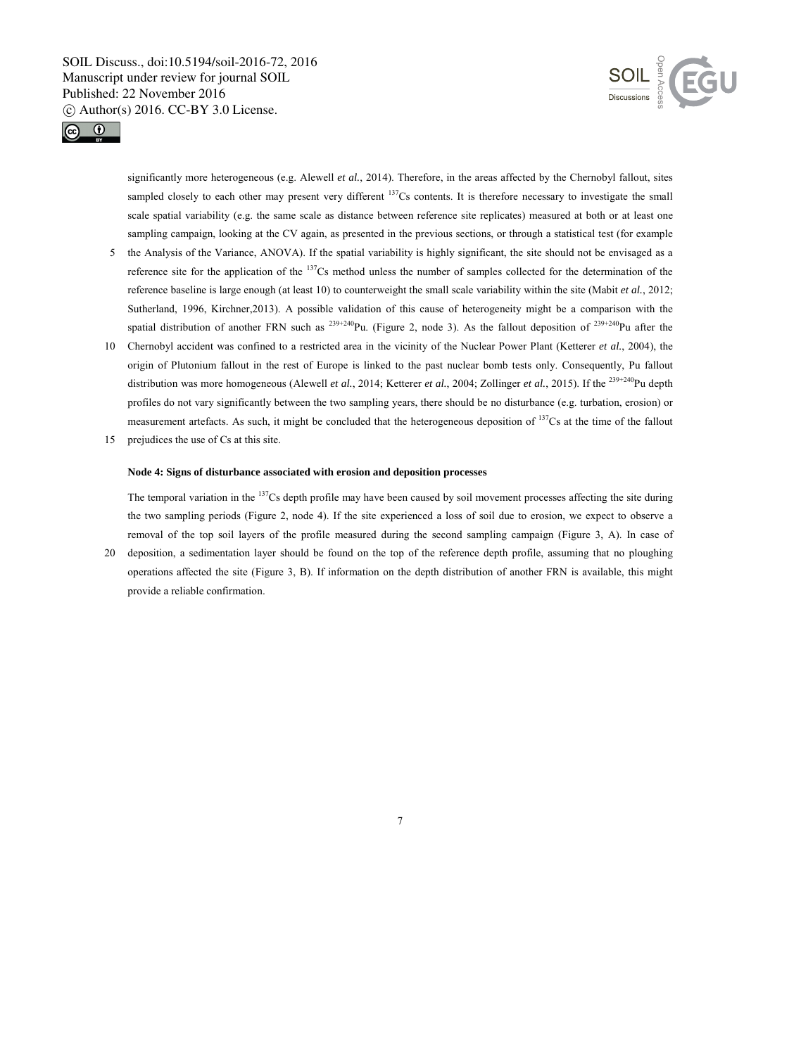significantly more heterogeneous (e.g. Alewell *et al.*, 2014). Therefore, in the areas affected by the Chernobyl fallout, sites sampled closely to each other may present very different $^{137}$Cs contents. It is therefore necessary to investigate the small scale spatial variability (e.g. the same scale as distance between reference site replicates) measured at both or at least one sampling campaign, looking at the CV again, as presented in the previous sections, or through a statistical test (for example the Analysis of the Variance, ANOVA). If the spatial variability is highly significant, the site should not be envisaged as a reference site for the application of the $^{137}$Cs method unless the number of samples collected for the determination of the reference baseline is large enough (at least 10) to counterweight the small scale variability within the site (Mabit *et al.*, 2012; Sutherland, 1996, Kirchner,2013). A possible validation of this cause of heterogeneity might be a comparison with the spatial distribution of another FRN such as $^{239+240}$Pu. (Figure 2, node 3). As the fallout deposition of $^{239+240}$Pu after the Chernobyl accident was confined to a restricted area in the vicinity of the Nuclear Power Plant (Ketterer *et al.*, 2004), the origin of Plutonium fallout in the rest of Europe is linked to the past nuclear bomb tests only. Consequently, Pu fallout distribution was more homogeneous (Alewell *et al.*, 2014; Ketterer *et al.*, 2004; Zollinger *et al.*, 2015). If the $^{239+240}$Pu depth profiles do not vary significantly between the two sampling years, there should be no disturbance (e.g. turbation, erosion) or measurement artefacts. As such, it might be concluded that the heterogeneous deposition of $^{137}$Cs at the time of the fallout prejudices the use of Cs at this site.

**Node 4: Signs of disturbance associated with erosion and deposition processes**

The temporal variation in the $^{137}$Cs depth profile may have been caused by soil movement processes affecting the site during the two sampling periods (Figure 2, node 4). If the site experienced a loss of soil due to erosion, we expect to observe a removal of the top soil layers of the profile measured during the second sampling campaign (Figure 3, A). In case of deposition, a sedimentation layer should be found on the top of the reference depth profile, assuming that no ploughing operations affected the site (Figure 3, B). If information on the depth distribution of another FRN is available, this might provide a reliable confirmation.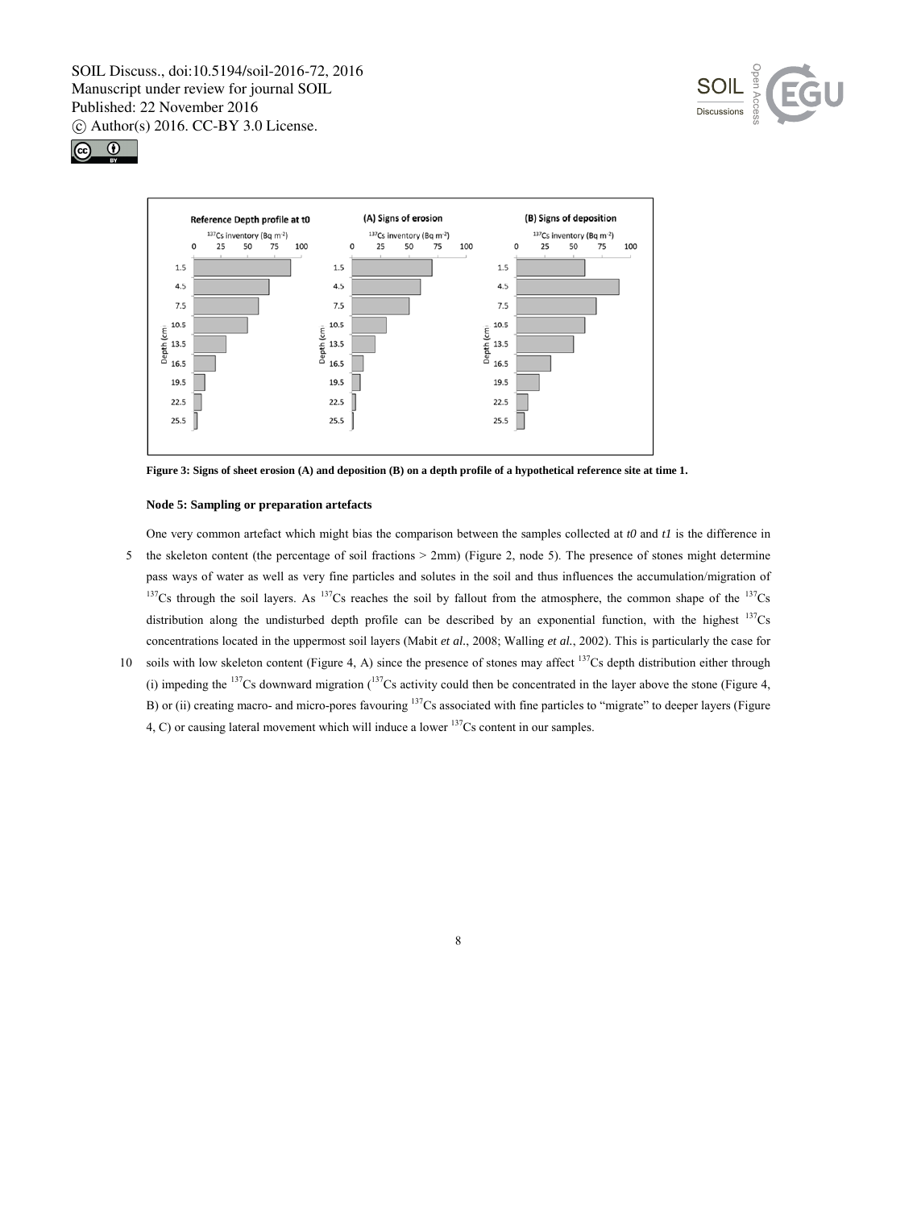Figure 3: Signs of sheet erosion (A) and deposition (B) on a depth profile of a hypothetical reference site at time 1.

**Node 5: Sampling or preparation artefacts**

One very common artefact which might bias the comparison between the samples collected at *t0* and *t1* is the difference in the skeleton content (the percentage of soil fractions > 2mm) (Figure 2, node 5). The presence of stones might determine pass ways of water as well as very fine particles and solutes in the soil and thus influences the accumulation/migration of $^{137}Cs$ through the soil layers. As $^{137}Cs$ reaches the soil by fallout from the atmosphere, the common shape of the $^{137}Cs$ distribution along the undisturbed depth profile can be described by an exponential function, with the highest $^{137}Cs$ concentrations located in the uppermost soil layers (Mabit *et al.*, 2008; Walling *et al.*, 2002). This is particularly the case for soils with low skeleton content (Figure 4, A) since the presence of stones may affect $^{137}Cs$ depth distribution either through (i) impeding the $^{137}Cs$ downward migration ($^{137}Cs$ activity could then be concentrated in the layer above the stone (Figure 4, B) or (ii) creating macro- and micro-pores favouring $^{137}Cs$ associated with fine particles to "migrate" to deeper layers (Figure 4, C) or causing lateral movement which will induce a lower $^{137}Cs$ content in our samples.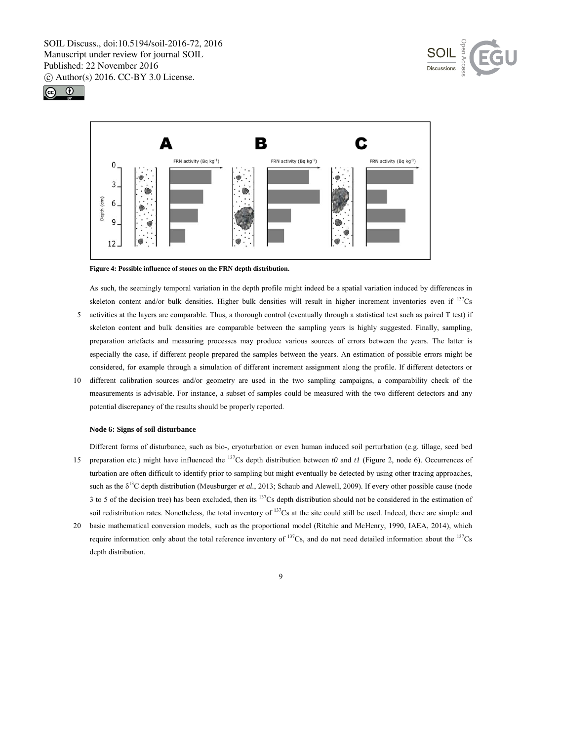Figure 4: Possible influence of stones on the FRN depth distribution.

As such, the seemingly temporal variation in the depth profile might indeed be a spatial variation induced by differences in skeleton content and/or bulk densities. Higher bulk densities will result in higher increment inventories even if $^{137}Cs$ activities at the layers are comparable. Thus, a thorough control (eventually through a statistical test such as paired T test) if skeleton content and bulk densities are comparable between the sampling years is highly suggested. Finally, sampling, preparation artefacts and measuring processes may produce various sources of errors between the years. The latter is especially the case, if different people prepared the samples between the years. An estimation of possible errors might be considered, for example through a simulation of different increment assignment along the profile. If different detectors or different calibration sources and/or geometry are used in the two sampling campaigns, a comparability check of the measurements is advisable. For instance, a subset of samples could be measured with the two different detectors and any potential discrepancy of the results should be properly reported.

**Node 6: Signs of soil disturbance**

Different forms of disturbance, such as bio-, cryoturbation or even human induced soil perturbation (e.g. tillage, seed bed preparation etc.) might have influenced the $^{137}Cs$ depth distribution between *t0* and *t1* (Figure 2, node 6). Occurrences of turbation are often difficult to identify prior to sampling but might eventually be detected by using other tracing approaches, such as the $\delta^{13}C$ depth distribution (Meusburger *et al.*, 2013; Schaub and Alewell, 2009). If every other possible cause (node 3 to 5 of the decision tree) has been excluded, then its $^{137}Cs$ depth distribution should not be considered in the estimation of soil redistribution rates. Nonetheless, the total inventory of $^{137}Cs$ at the site could still be used. Indeed, there are simple and basic mathematical conversion models, such as the proportional model (Ritchie and McHenry, 1990, IAEA, 2014), which require information only about the total reference inventory of $^{137}Cs$, and do not need detailed information about the $^{137}Cs$ depth distribution.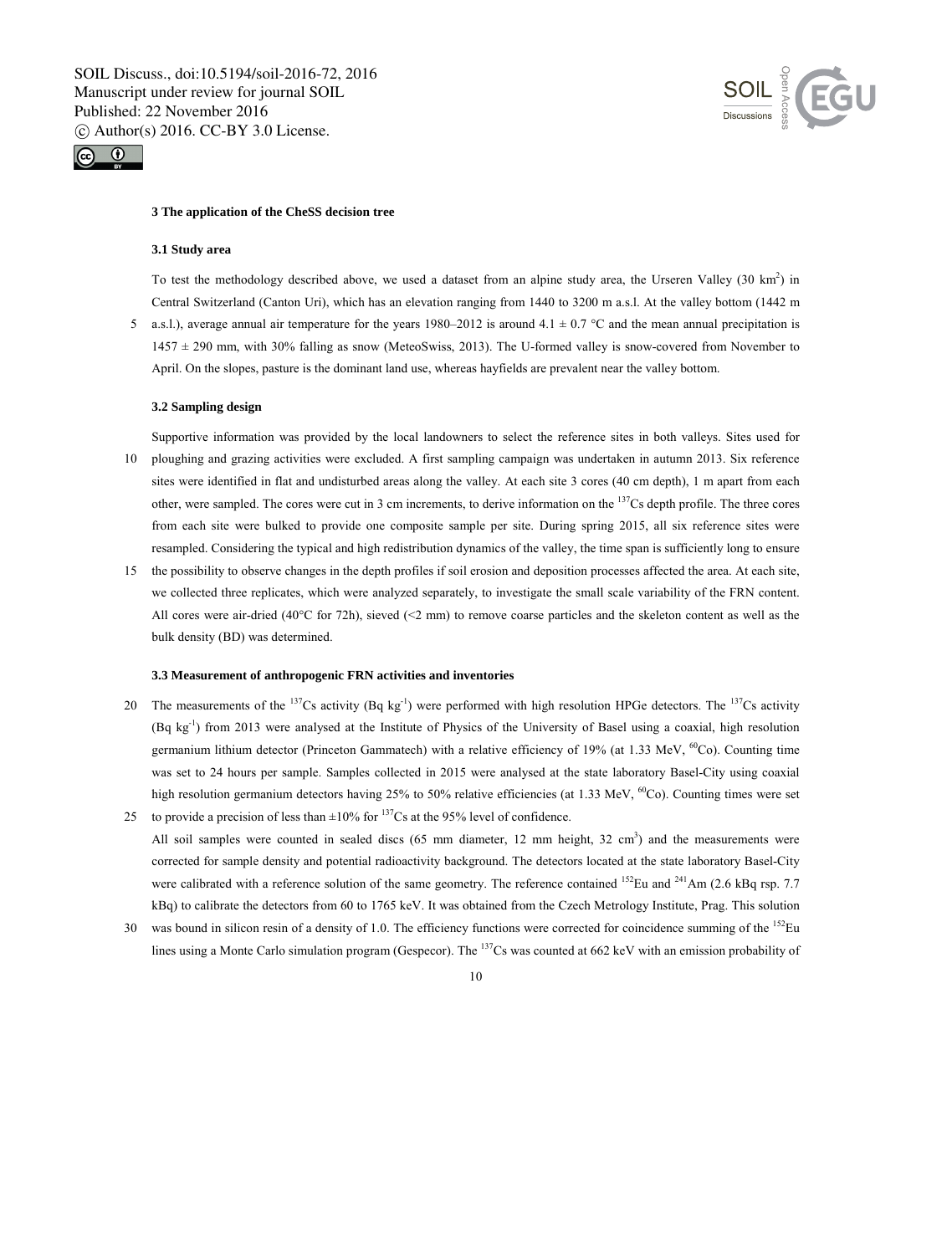### 3 The application of the CheSS decision tree

#### 3.1 Study area

To test the methodology described above, we used a dataset from an alpine study area, the Urseren Valley (30 km$^2$) in Central Switzerland (Canton Uri), which has an elevation ranging from 1440 to 3200 m a.s.l. At the valley bottom (1442 m a.s.l.), average annual air temperature for the years 1980–2012 is around 4.1 ± 0.7 °C and the mean annual precipitation is 1457 ± 290 mm, with 30% falling as snow (MeteoSwiss, 2013). The U-formed valley is snow-covered from November to April. On the slopes, pasture is the dominant land use, whereas hayfields are prevalent near the valley bottom.

#### 3.2 Sampling design

Supportive information was provided by the local landowners to select the reference sites in both valleys. Sites used for ploughing and grazing activities were excluded. A first sampling campaign was undertaken in autumn 2013. Six reference sites were identified in flat and undisturbed areas along the valley. At each site 3 cores (40 cm depth), 1 m apart from each other, were sampled. The cores were cut in 3 cm increments, to derive information on the $^{137}$Cs depth profile. The three cores from each site were bulked to provide one composite sample per site. During spring 2015, all six reference sites were resampled. Considering the typical and high redistribution dynamics of the valley, the time span is sufficiently long to ensure the possibility to observe changes in the depth profiles if soil erosion and deposition processes affected the area. At each site, we collected three replicates, which were analyzed separately, to investigate the small scale variability of the FRN content. All cores were air-dried (40°C for 72h), sieved (<2 mm) to remove coarse particles and the skeleton content as well as the bulk density (BD) was determined.

#### 3.3 Measurement of anthropogenic FRN activities and inventories

The measurements of the $^{137}$Cs activity (Bq kg$^{-1}$) were performed with high resolution HPGe detectors. The $^{137}$Cs activity (Bq kg$^{-1}$) from 2013 were analysed at the Institute of Physics of the University of Basel using a coaxial, high resolution germanium lithium detector (Princeton Gammatech) with a relative efficiency of 19% (at 1.33 MeV, $^{60}$Co). Counting time was set to 24 hours per sample. Samples collected in 2015 were analysed at the state laboratory Basel-City using coaxial high resolution germanium detectors having 25% to 50% relative efficiencies (at 1.33 MeV, $^{60}$Co). Counting times were set to provide a precision of less than ±10% for $^{137}$Cs at the 95% level of confidence.

All soil samples were counted in sealed discs (65 mm diameter, 12 mm height, 32 cm$^3$) and the measurements were corrected for sample density and potential radioactivity background. The detectors located at the state laboratory Basel-City were calibrated with a reference solution of the same geometry. The reference contained $^{152}$Eu and $^{241}$Am (2.6 kBq rsp. 7.7 kBq) to calibrate the detectors from 60 to 1765 keV. It was obtained from the Czech Metrology Institute, Prag. This solution was bound in silicon resin of a density of 1.0. The efficiency functions were corrected for coincidence summing of the $^{152}$Eu lines using a Monte Carlo simulation program (Gespecor). The $^{137}$Cs was counted at 662 keV with an emission probability of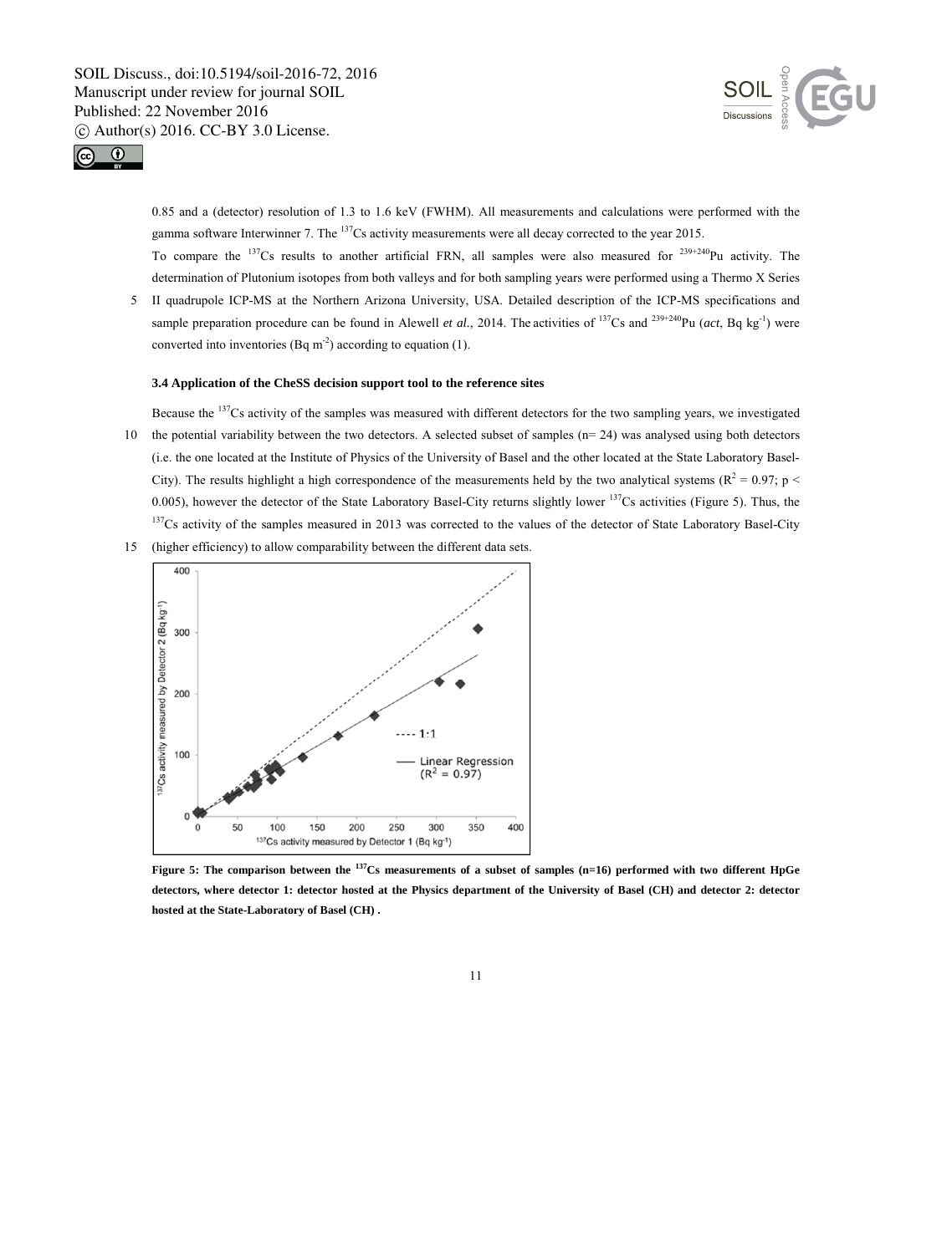0.85 and a (detector) resolution of 1.3 to 1.6 keV (FWHM). All measurements and calculations were performed with the gamma software Interwinner 7. The $^{137}$Cs activity measurements were all decay corrected to the year 2015.

To compare the $^{137}$Cs results to another artificial FRN, all samples were also measured for $^{239+240}$Pu activity. The determination of Plutonium isotopes from both valleys and for both sampling years were performed using a Thermo X Series II quadrupole ICP-MS at the Northern Arizona University, USA. Detailed description of the ICP-MS specifications and sample preparation procedure can be found in Alewell *et al.*, 2014. The activities of $^{137}$Cs and $^{239+240}$Pu (*act*, Bq kg$^{-1}$) were converted into inventories (Bq m$^{-2}$) according to equation (1).

### 3.4 Application of the CheSS decision support tool to the reference sites

Because the $^{137}$Cs activity of the samples was measured with different detectors for the two sampling years, we investigated the potential variability between the two detectors. A selected subset of samples (n= 24) was analysed using both detectors (i.e. the one located at the Institute of Physics of the University of Basel and the other located at the State Laboratory Basel-City). The results highlight a high correspondence of the measurements held by the two analytical systems ($R^2 = 0.97$; $p < 0.005$), however the detector of the State Laboratory Basel-City returns slightly lower $^{137}$Cs activities (Figure 5). Thus, the $^{137}$Cs activity of the samples measured in 2013 was corrected to the values of the detector of State Laboratory Basel-City (higher efficiency) to allow comparability between the different data sets.

**Figure 5: The comparison between the $^{137}$Cs measurements of a subset of samples (n=16) performed with two different HpGe detectors, where detector 1: detector hosted at the Physics department of the University of Basel (CH) and detector 2: detector hosted at the State-Laboratory of Basel (CH) .**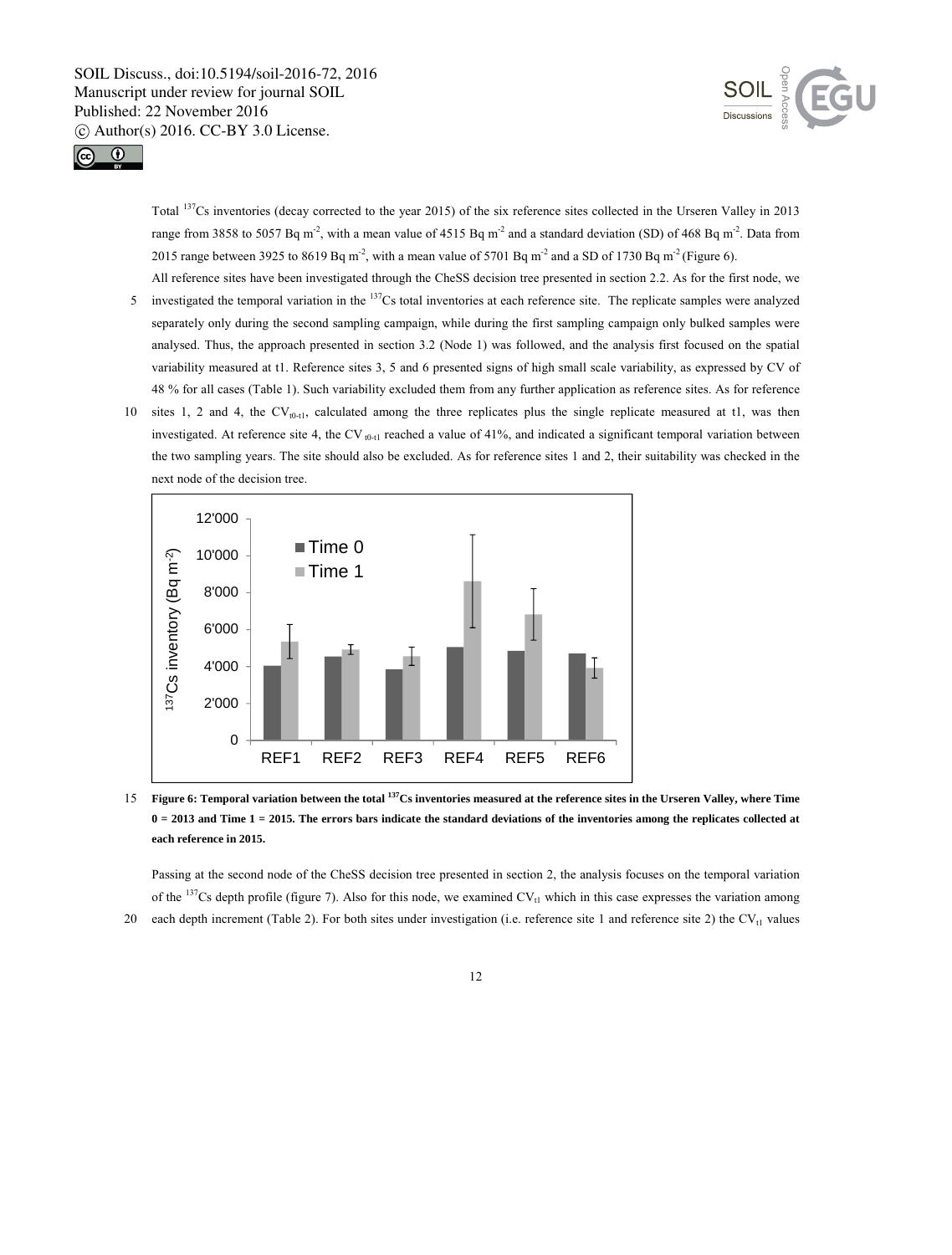Total $^{137}Cs$ inventories (decay corrected to the year 2015) of the six reference sites collected in the Urseren Valley in 2013 range from 3858 to 5057 Bq $m^{-2}$, with a mean value of 4515 Bq $m^{-2}$ and a standard deviation (SD) of 468 Bq $m^{-2}$. Data from 2015 range between 3925 to 8619 Bq $m^{-2}$, with a mean value of 5701 Bq $m^{-2}$ and a SD of 1730 Bq $m^{-2}$ (Figure 6).

All reference sites have been investigated through the CheSS decision tree presented in section 2.2. As for the first node, we investigated the temporal variation in the $^{137}Cs$ total inventories at each reference site. The replicate samples were analyzed separately only during the second sampling campaign, while during the first sampling campaign only bulked samples were analysed. Thus, the approach presented in section 3.2 (Node 1) was followed, and the analysis first focused on the spatial variability measured at t1. Reference sites 3, 5 and 6 presented signs of high small scale variability, as expressed by CV of 48 % for all cases (Table 1). Such variability excluded them from any further application as reference sites. As for reference sites 1, 2 and 4, the $CV_{t0\text{-}t1}$, calculated among the three replicates plus the single replicate measured at t1, was then investigated. At reference site 4, the $CV_{t0\text{-}t1}$ reached a value of 41%, and indicated a significant temporal variation between the two sampling years. The site should also be excluded. As for reference sites 1 and 2, their suitability was checked in the next node of the decision tree.

**Figure 6: Temporal variation between the total $^{137}Cs$ inventories measured at the reference sites in the Urseren Valley, where Time 0 = 2013 and Time 1 = 2015. The errors bars indicate the standard deviations of the inventories among the replicates collected at each reference in 2015.**

Passing at the second node of the CheSS decision tree presented in section 2, the analysis focuses on the temporal variation of the $^{137}Cs$ depth profile (figure 7). Also for this node, we examined $CV_{t1}$ which in this case expresses the variation among each depth increment (Table 2). For both sites under investigation (i.e. reference site 1 and reference site 2) the $CV_{t1}$ values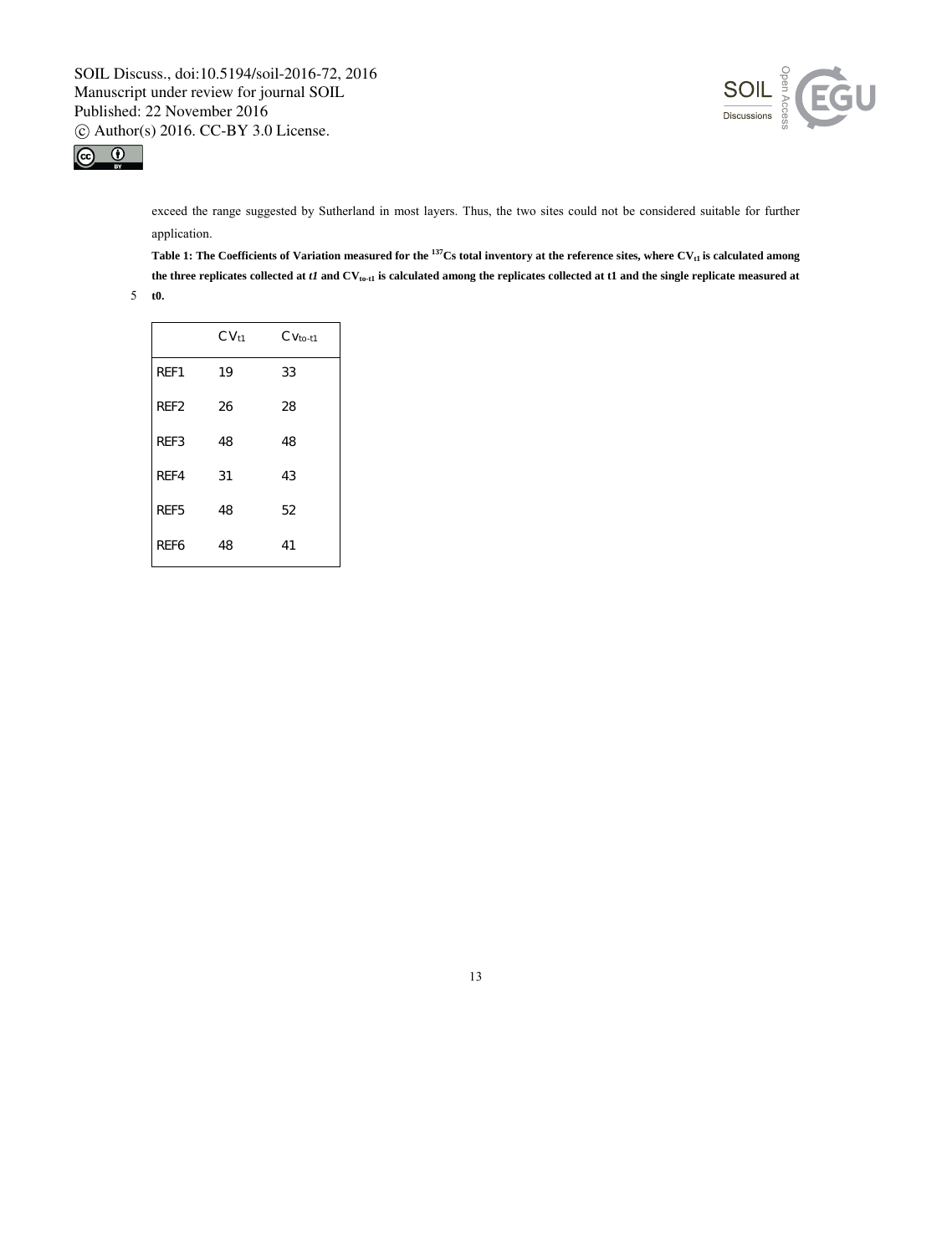exceed the range suggested by Sutherland in most layers. Thus, the two sites could not be considered suitable for further application.

**Table 1: The Coefficients of Variation measured for the $^{137}$Cs total inventory at the reference sites, where $CV_{t1}$ is calculated among the three replicates collected at *t1* and $CV_{to\text{-}t1}$ is calculated among the replicates collected at t1 and the single replicate measured at t0.**

| | $CV_{t1}$ | $Cv_{to\text{-}t1}$ |
|---|---|---|
| REF1 | 19 | 33 |
| REF2 | 26 | 28 |
| REF3 | 48 | 48 |
| REF4 | 31 | 43 |
| REF5 | 48 | 52 |
| REF6 | 48 | 41 |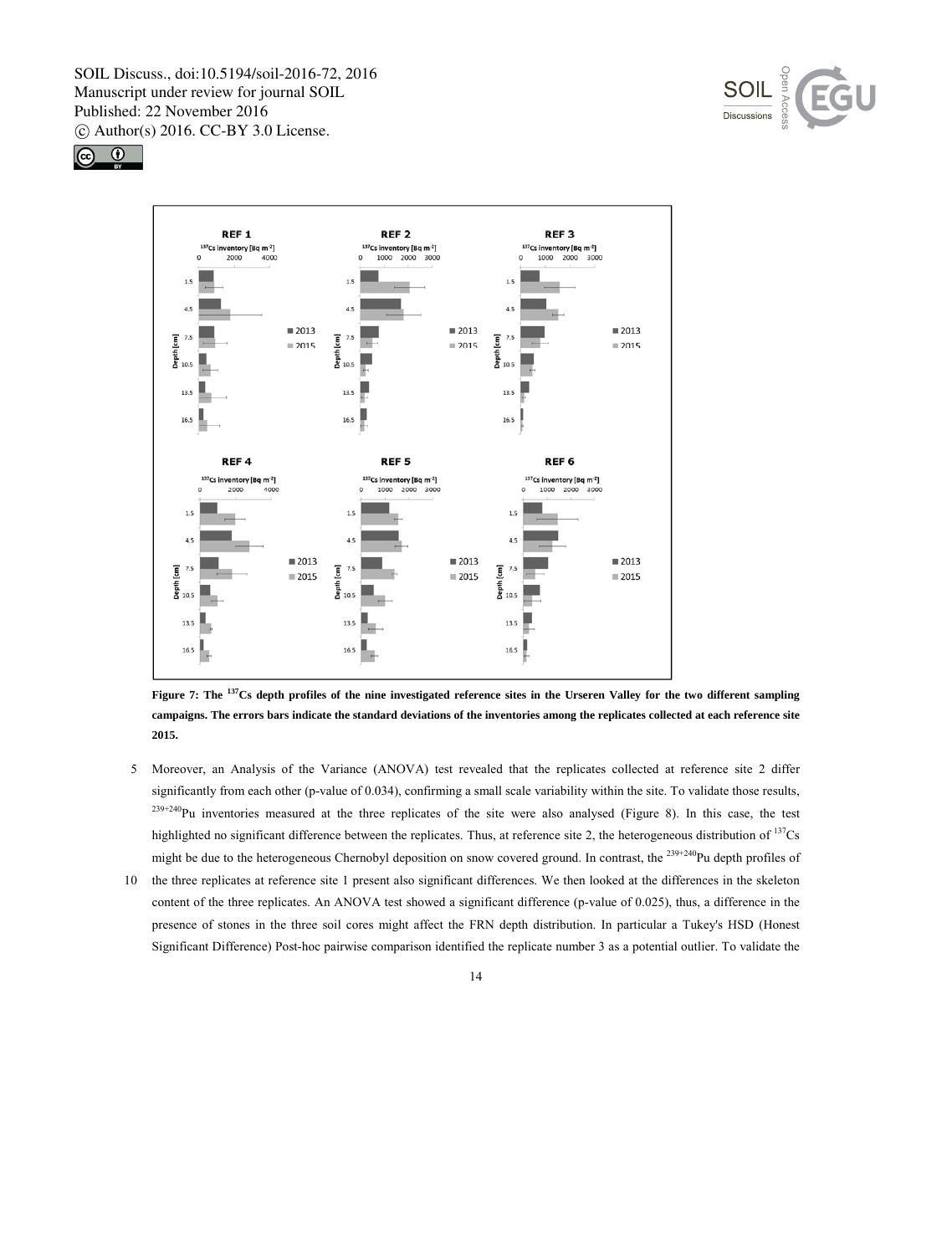Figure 7: The $^{137}$Cs depth profiles of the nine investigated reference sites in the Urseren Valley for the two different sampling campaigns. The errors bars indicate the standard deviations of the inventories among the replicates collected at each reference site 2015.

Moreover, an Analysis of the Variance (ANOVA) test revealed that the replicates collected at reference site 2 differ significantly from each other (p-value of 0.034), confirming a small scale variability within the site. To validate those results, $^{239+240}$Pu inventories measured at the three replicates of the site were also analysed (Figure 8). In this case, the test highlighted no significant difference between the replicates. Thus, at reference site 2, the heterogeneous distribution of $^{137}$Cs might be due to the heterogeneous Chernobyl deposition on snow covered ground. In contrast, the $^{239+240}$Pu depth profiles of the three replicates at reference site 1 present also significant differences. We then looked at the differences in the skeleton content of the three replicates. An ANOVA test showed a significant difference (p-value of 0.025), thus, a difference in the presence of stones in the three soil cores might affect the FRN depth distribution. In particular a Tukey's HSD (Honest Significant Difference) Post-hoc pairwise comparison identified the replicate number 3 as a potential outlier. To validate the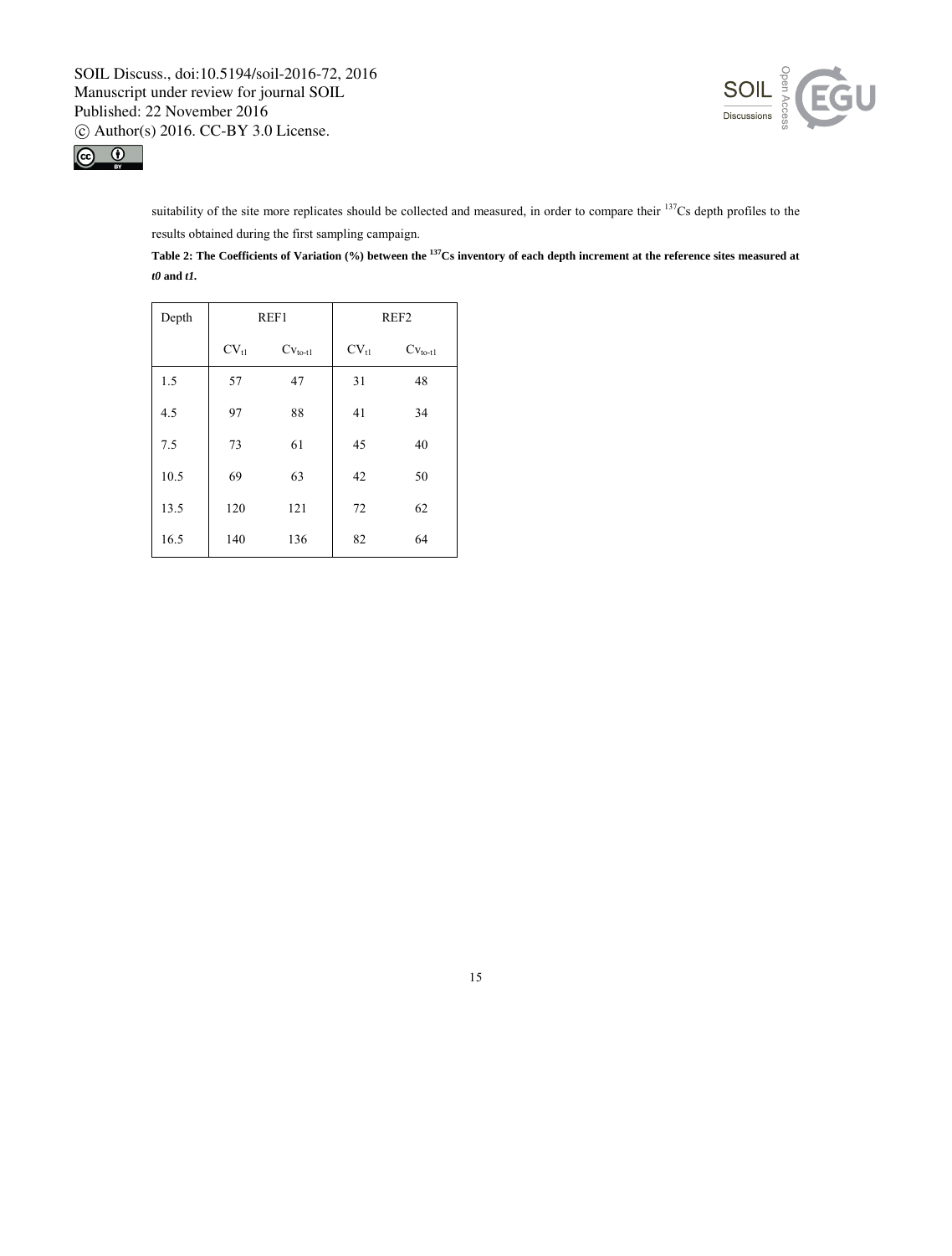suitability of the site more replicates should be collected and measured, in order to compare their $^{137}$Cs depth profiles to the results obtained during the first sampling campaign.

**Table 2: The Coefficients of Variation (%) between the $^{137}$Cs inventory of each depth increment at the reference sites measured at *t0* and *t1*.**

| Depth | REF1 | | REF2 | |
|---|---|---|---|---|
| | $CV_{t1}$ | $Cv_{to\text{-}t1}$ | $CV_{t1}$ | $Cv_{to\text{-}t1}$ |
| 1.5 | 57 | 47 | 31 | 48 |
| 4.5 | 97 | 88 | 41 | 34 |
| 7.5 | 73 | 61 | 45 | 40 |
| 10.5 | 69 | 63 | 42 | 50 |
| 13.5 | 120 | 121 | 72 | 62 |
| 16.5 | 140 | 136 | 82 | 64 |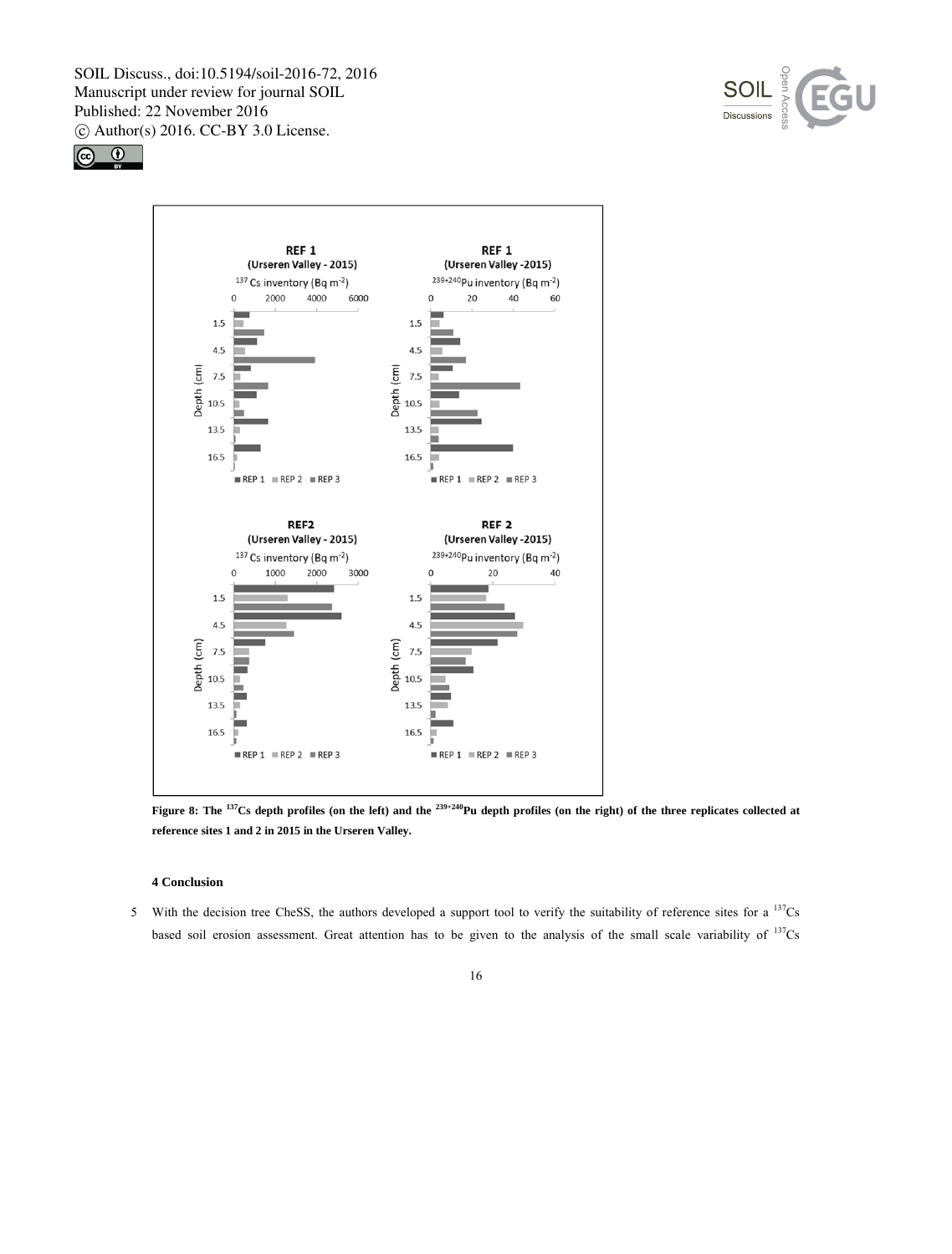**Figure 8: The $^{137}$Cs depth profiles (on the left) and the $^{239+240}$Pu depth profiles (on the right) of the three replicates collected at reference sites 1 and 2 in 2015 in the Urseren Valley.**

## 4 Conclusion

With the decision tree CheSS, the authors developed a support tool to verify the suitability of reference sites for a $^{137}$Cs based soil erosion assessment. Great attention has to be given to the analysis of the small scale variability of $^{137}$Cs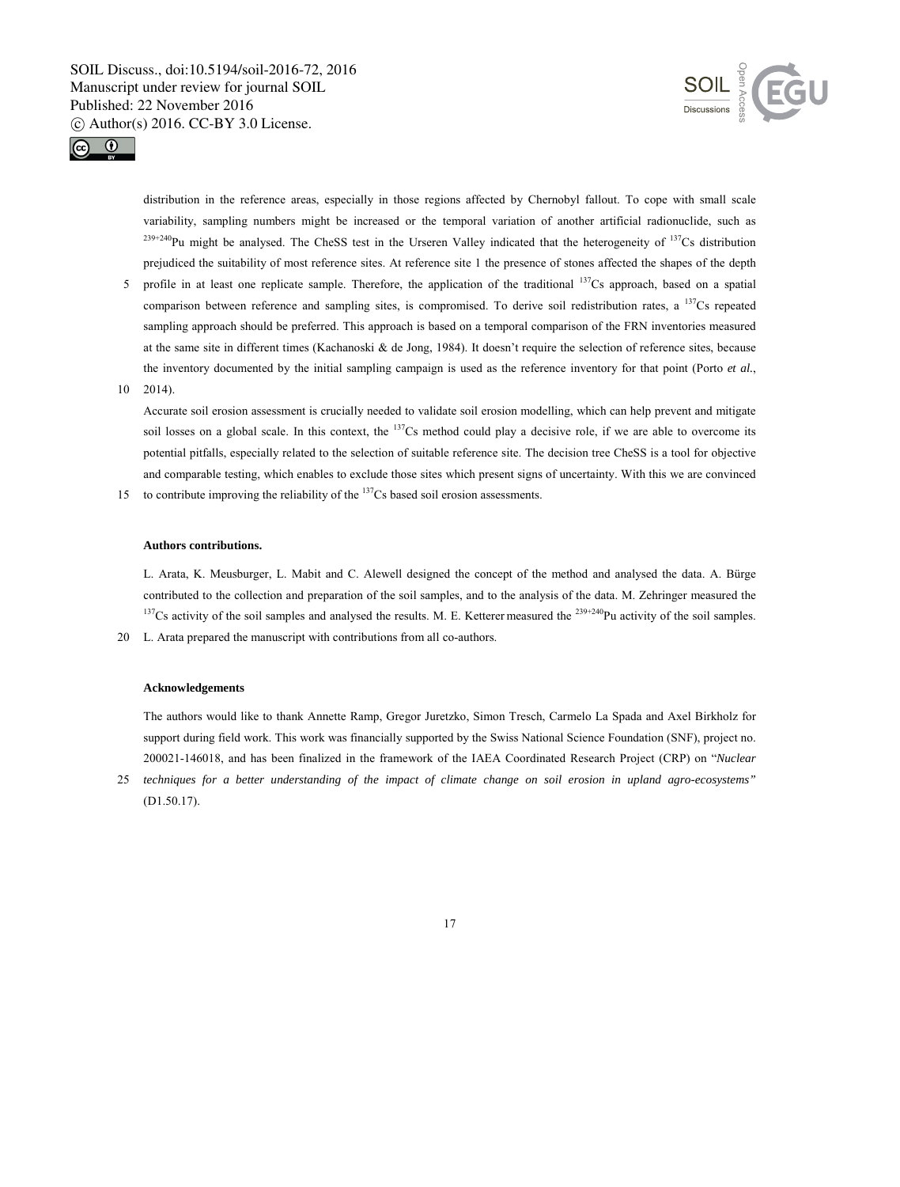distribution in the reference areas, especially in those regions affected by Chernobyl fallout. To cope with small scale variability, sampling numbers might be increased or the temporal variation of another artificial radionuclide, such as $^{239+240}$Pu might be analysed. The CheSS test in the Urseren Valley indicated that the heterogeneity of $^{137}$Cs distribution prejudiced the suitability of most reference sites. At reference site 1 the presence of stones affected the shapes of the depth profile in at least one replicate sample. Therefore, the application of the traditional $^{137}$Cs approach, based on a spatial comparison between reference and sampling sites, is compromised. To derive soil redistribution rates, a $^{137}$Cs repeated sampling approach should be preferred. This approach is based on a temporal comparison of the FRN inventories measured at the same site in different times (Kachanoski & de Jong, 1984). It doesn't require the selection of reference sites, because the inventory documented by the initial sampling campaign is used as the reference inventory for that point (Porto *et al.*, 2014).

Accurate soil erosion assessment is crucially needed to validate soil erosion modelling, which can help prevent and mitigate soil losses on a global scale. In this context, the $^{137}$Cs method could play a decisive role, if we are able to overcome its potential pitfalls, especially related to the selection of suitable reference site. The decision tree CheSS is a tool for objective and comparable testing, which enables to exclude those sites which present signs of uncertainty. With this we are convinced to contribute improving the reliability of the $^{137}$Cs based soil erosion assessments.

**Authors contributions.**

L. Arata, K. Meusburger, L. Mabit and C. Alewell designed the concept of the method and analysed the data. A. Bürge contributed to the collection and preparation of the soil samples, and to the analysis of the data. M. Zehringer measured the $^{137}$Cs activity of the soil samples and analysed the results. M. E. Ketterer measured the $^{239+240}$Pu activity of the soil samples. L. Arata prepared the manuscript with contributions from all co-authors.

**Acknowledgements**

The authors would like to thank Annette Ramp, Gregor Juretzko, Simon Tresch, Carmelo La Spada and Axel Birkholz for support during field work. This work was financially supported by the Swiss National Science Foundation (SNF), project no. 200021-146018, and has been finalized in the framework of the IAEA Coordinated Research Project (CRP) on "*Nuclear techniques for a better understanding of the impact of climate change on soil erosion in upland agro-ecosystems"* (D1.50.17).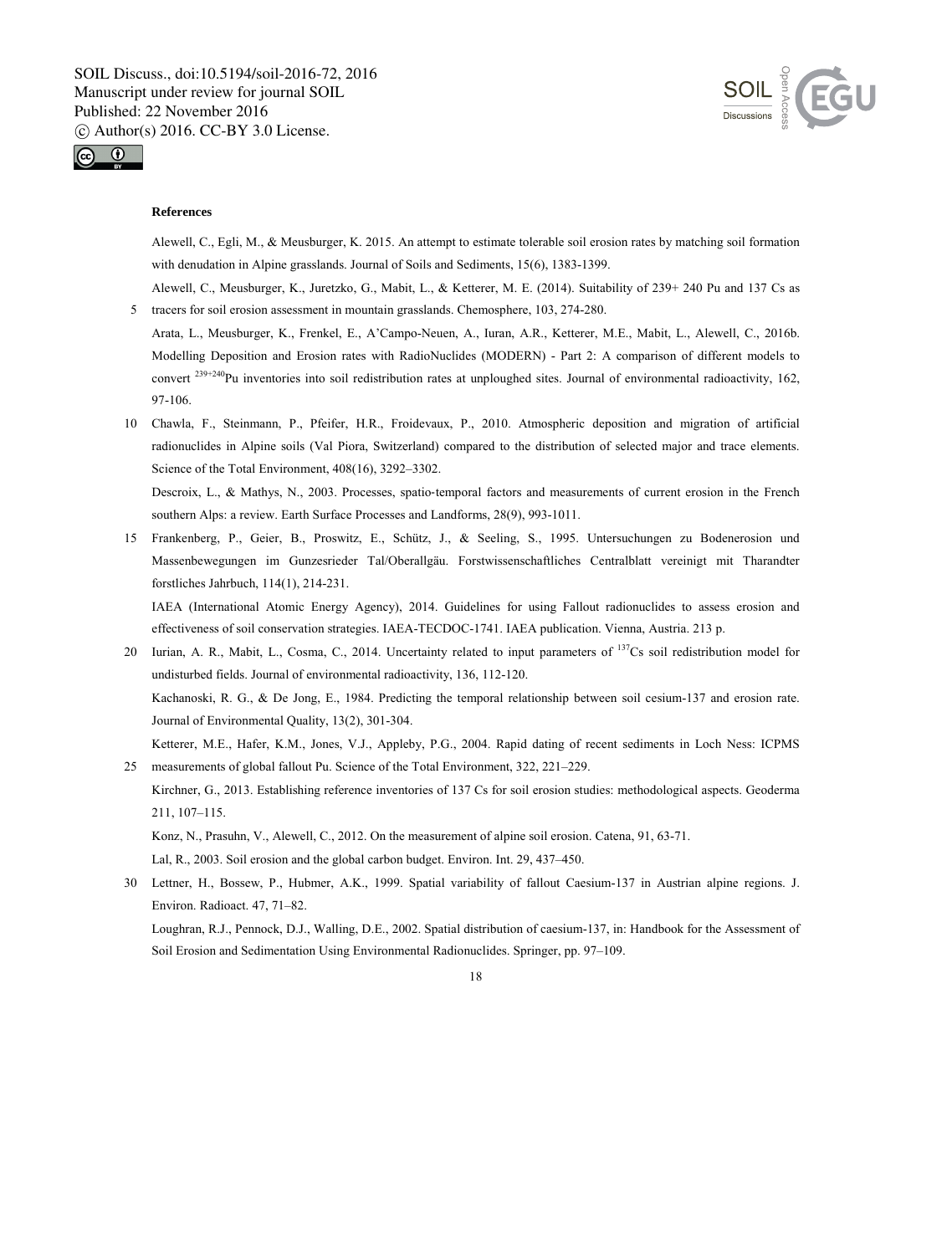**References**

Alewell, C., Egli, M., & Meusburger, K. 2015. An attempt to estimate tolerable soil erosion rates by matching soil formation with denudation in Alpine grasslands. Journal of Soils and Sediments, 15(6), 1383-1399.

Alewell, C., Meusburger, K., Juretzko, G., Mabit, L., & Ketterer, M. E. (2014). Suitability of 239+ 240 Pu and 137 Cs as tracers for soil erosion assessment in mountain grasslands. Chemosphere, 103, 274-280.

Arata, L., Meusburger, K., Frenkel, E., A'Campo-Neuen, A., Iuran, A.R., Ketterer, M.E., Mabit, L., Alewell, C., 2016b. Modelling Deposition and Erosion rates with RadioNuclides (MODERN) - Part 2: A comparison of different models to convert $^{239+240}$Pu inventories into soil redistribution rates at unploughed sites. Journal of environmental radioactivity, 162, 97-106.

Chawla, F., Steinmann, P., Pfeifer, H.R., Froidevaux, P., 2010. Atmospheric deposition and migration of artificial radionuclides in Alpine soils (Val Piora, Switzerland) compared to the distribution of selected major and trace elements. Science of the Total Environment, 408(16), 3292–3302.

Descroix, L., & Mathys, N., 2003. Processes, spatio-temporal factors and measurements of current erosion in the French southern Alps: a review. Earth Surface Processes and Landforms, 28(9), 993-1011.

Frankenberg, P., Geier, B., Proswitz, E., Schütz, J., & Seeling, S., 1995. Untersuchungen zu Bodenerosion und Massenbewegungen im Gunzesrieder Tal/Oberallgäu. Forstwissenschaftliches Centralblatt vereinigt mit Tharandter forstliches Jahrbuch, 114(1), 214-231.

IAEA (International Atomic Energy Agency), 2014. Guidelines for using Fallout radionuclides to assess erosion and effectiveness of soil conservation strategies. IAEA-TECDOC-1741. IAEA publication. Vienna, Austria. 213 p.

Iurian, A. R., Mabit, L., Cosma, C., 2014. Uncertainty related to input parameters of $^{137}$Cs soil redistribution model for undisturbed fields. Journal of environmental radioactivity, 136, 112-120.

Kachanoski, R. G., & De Jong, E., 1984. Predicting the temporal relationship between soil cesium-137 and erosion rate. Journal of Environmental Quality, 13(2), 301-304.

Ketterer, M.E., Hafer, K.M., Jones, V.J., Appleby, P.G., 2004. Rapid dating of recent sediments in Loch Ness: ICPMS measurements of global fallout Pu. Science of the Total Environment, 322, 221–229.

Kirchner, G., 2013. Establishing reference inventories of 137 Cs for soil erosion studies: methodological aspects. Geoderma 211, 107–115.

Konz, N., Prasuhn, V., Alewell, C., 2012. On the measurement of alpine soil erosion. Catena, 91, 63-71.

Lal, R., 2003. Soil erosion and the global carbon budget. Environ. Int. 29, 437–450.

Lettner, H., Bossew, P., Hubmer, A.K., 1999. Spatial variability of fallout Caesium-137 in Austrian alpine regions. J. Environ. Radioact. 47, 71–82.

Loughran, R.J., Pennock, D.J., Walling, D.E., 2002. Spatial distribution of caesium-137, in: Handbook for the Assessment of Soil Erosion and Sedimentation Using Environmental Radionuclides. Springer, pp. 97–109.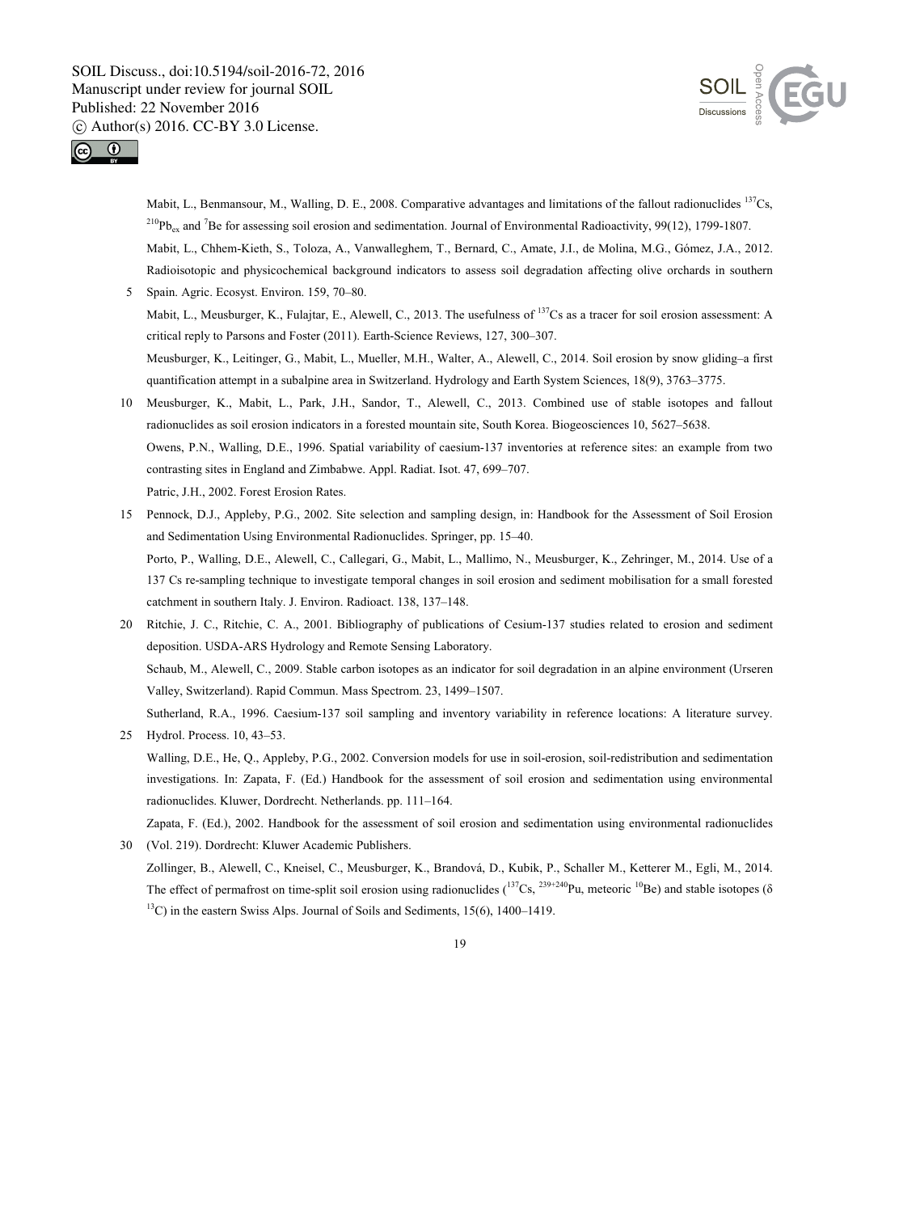Mabit, L., Benmansour, M., Walling, D. E., 2008. Comparative advantages and limitations of the fallout radionuclides $^{137}$Cs, $^{210}$Pb$_{ex}$ and $^{7}$Be for assessing soil erosion and sedimentation. Journal of Environmental Radioactivity, 99(12), 1799-1807.

Mabit, L., Chhem-Kieth, S., Toloza, A., Vanwalleghem, T., Bernard, C., Amate, J.I., de Molina, M.G., Gómez, J.A., 2012. Radioisotopic and physicochemical background indicators to assess soil degradation affecting olive orchards in southern Spain. Agric. Ecosyst. Environ. 159, 70–80.

Mabit, L., Meusburger, K., Fulajtar, E., Alewell, C., 2013. The usefulness of $^{137}$Cs as a tracer for soil erosion assessment: A critical reply to Parsons and Foster (2011). Earth-Science Reviews, 127, 300–307.

Meusburger, K., Leitinger, G., Mabit, L., Mueller, M.H., Walter, A., Alewell, C., 2014. Soil erosion by snow gliding–a first quantification attempt in a subalpine area in Switzerland. Hydrology and Earth System Sciences, 18(9), 3763–3775.

Meusburger, K., Mabit, L., Park, J.H., Sandor, T., Alewell, C., 2013. Combined use of stable isotopes and fallout radionuclides as soil erosion indicators in a forested mountain site, South Korea. Biogeosciences 10, 5627–5638.

Owens, P.N., Walling, D.E., 1996. Spatial variability of caesium-137 inventories at reference sites: an example from two contrasting sites in England and Zimbabwe. Appl. Radiat. Isot. 47, 699–707.

Patric, J.H., 2002. Forest Erosion Rates.

Pennock, D.J., Appleby, P.G., 2002. Site selection and sampling design, in: Handbook for the Assessment of Soil Erosion and Sedimentation Using Environmental Radionuclides. Springer, pp. 15–40.

Porto, P., Walling, D.E., Alewell, C., Callegari, G., Mabit, L., Mallimo, N., Meusburger, K., Zehringer, M., 2014. Use of a 137 Cs re-sampling technique to investigate temporal changes in soil erosion and sediment mobilisation for a small forested catchment in southern Italy. J. Environ. Radioact. 138, 137–148.

Ritchie, J. C., Ritchie, C. A., 2001. Bibliography of publications of Cesium-137 studies related to erosion and sediment deposition. USDA-ARS Hydrology and Remote Sensing Laboratory.

Schaub, M., Alewell, C., 2009. Stable carbon isotopes as an indicator for soil degradation in an alpine environment (Urseren Valley, Switzerland). Rapid Commun. Mass Spectrom. 23, 1499–1507.

Sutherland, R.A., 1996. Caesium-137 soil sampling and inventory variability in reference locations: A literature survey. Hydrol. Process. 10, 43–53.

Walling, D.E., He, Q., Appleby, P.G., 2002. Conversion models for use in soil-erosion, soil-redistribution and sedimentation investigations. In: Zapata, F. (Ed.) Handbook for the assessment of soil erosion and sedimentation using environmental radionuclides. Kluwer, Dordrecht. Netherlands. pp. 111–164.

Zapata, F. (Ed.), 2002. Handbook for the assessment of soil erosion and sedimentation using environmental radionuclides (Vol. 219). Dordrecht: Kluwer Academic Publishers.

Zollinger, B., Alewell, C., Kneisel, C., Meusburger, K., Brandová, D., Kubik, P., Schaller M., Ketterer M., Egli, M., 2014. The effect of permafrost on time-split soil erosion using radionuclides ($^{137}$Cs, $^{239+240}$Pu, meteoric $^{10}$Be) and stable isotopes ($\delta^{13}$C) in the eastern Swiss Alps. Journal of Soils and Sediments, 15(6), 1400–1419.